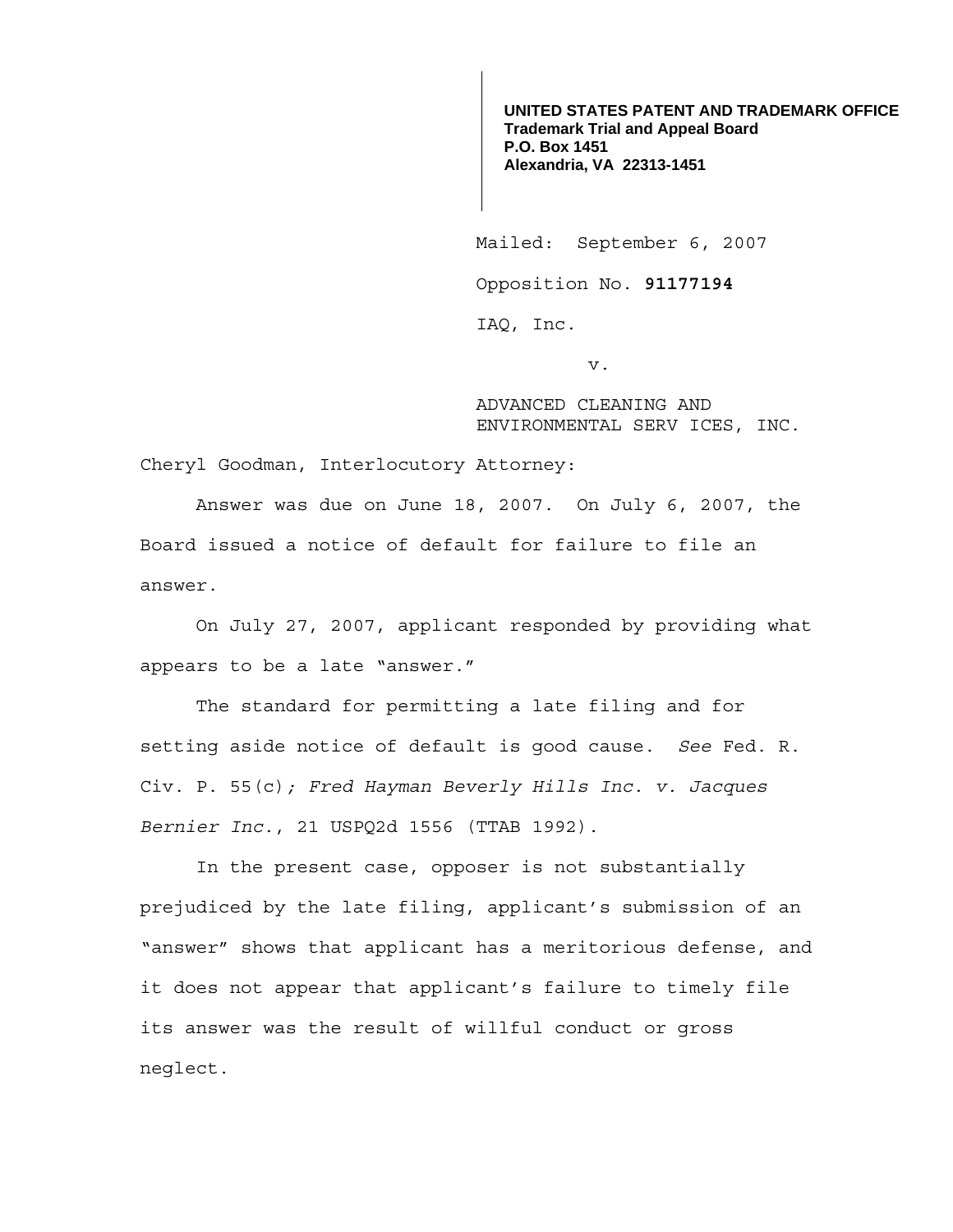**UNITED STATES PATENT AND TRADEMARK OFFICE**
**Trademark Trial and Appeal Board**
**P.O. Box 1451**
**Alexandria, VA 22313-1451**

Mailed: September 6, 2007

Opposition No. **91177194**

IAQ, Inc.

v.

ADVANCED CLEANING AND ENVIRONMENTAL SERV ICES, INC.

Cheryl Goodman, Interlocutory Attorney:

Answer was due on June 18, 2007. On July 6, 2007, the Board issued a notice of default for failure to file an answer.

On July 27, 2007, applicant responded by providing what appears to be a late "answer."

The standard for permitting a late filing and for setting aside notice of default is good cause. *See* Fed. R. Civ. P. 55(c)*; Fred Hayman Beverly Hills Inc. v. Jacques Bernier Inc.*, 21 USPQ2d 1556 (TTAB 1992).

In the present case, opposer is not substantially prejudiced by the late filing, applicant's submission of an "answer" shows that applicant has a meritorious defense, and it does not appear that applicant's failure to timely file its answer was the result of willful conduct or gross neglect.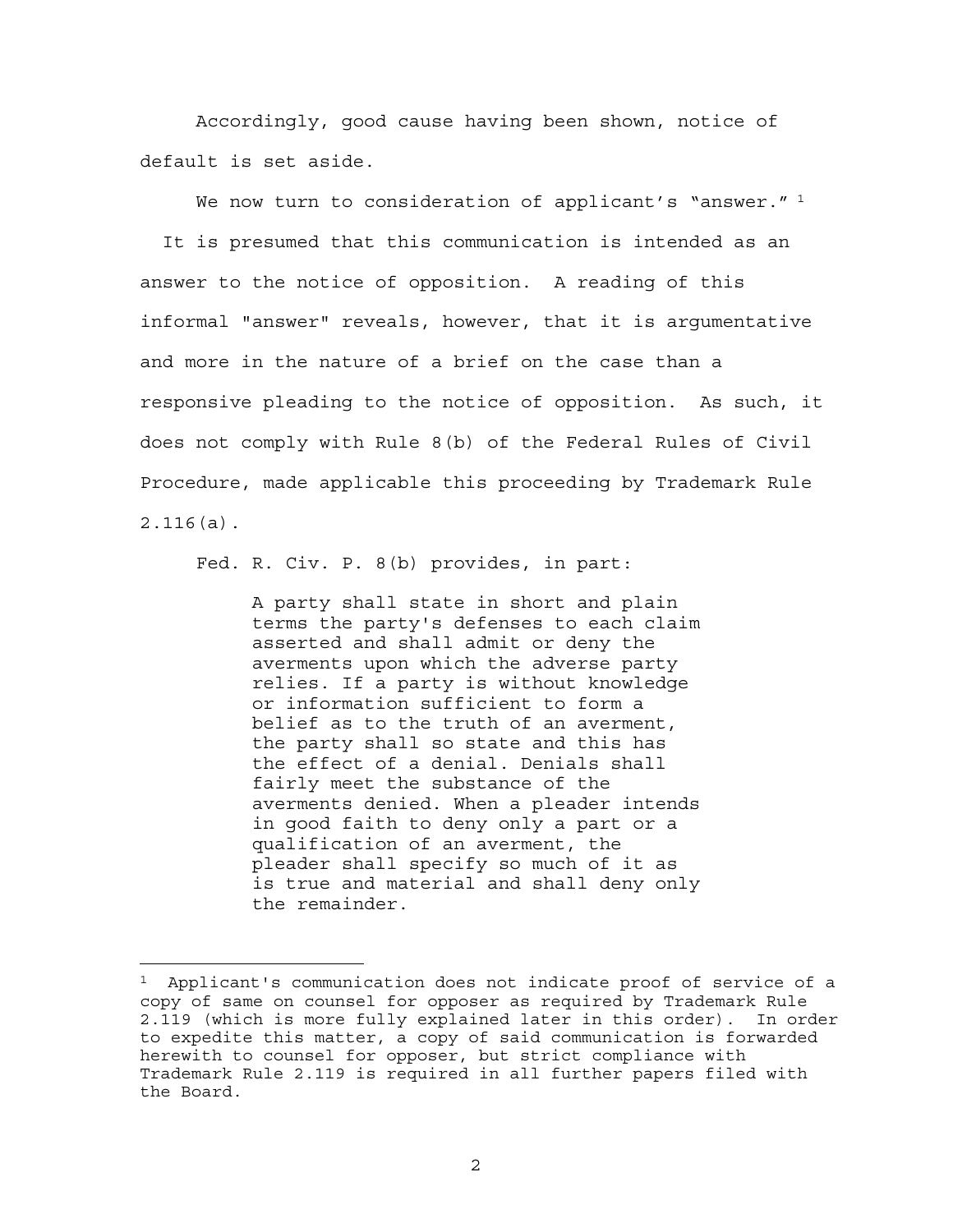Accordingly, good cause having been shown, notice of default is set aside.

We now turn to consideration of applicant's "answer."[1] It is presumed that this communication is intended as an answer to the notice of opposition. A reading of this informal "answer" reveals, however, that it is argumentative and more in the nature of a brief on the case than a responsive pleading to the notice of opposition. As such, it does not comply with Rule 8(b) of the Federal Rules of Civil Procedure, made applicable this proceeding by Trademark Rule 2.116(a).

Fed. R. Civ. P. 8(b) provides, in part:

> A party shall state in short and plain terms the party's defenses to each claim asserted and shall admit or deny the averments upon which the adverse party relies. If a party is without knowledge or information sufficient to form a belief as to the truth of an averment, the party shall so state and this has the effect of a denial. Denials shall fairly meet the substance of the averments denied. When a pleader intends in good faith to deny only a part or a qualification of an averment, the pleader shall specify so much of it as is true and material and shall deny only the remainder.

---

[1] Applicant's communication does not indicate proof of service of a copy of same on counsel for opposer as required by Trademark Rule 2.119 (which is more fully explained later in this order). In order to expedite this matter, a copy of said communication is forwarded herewith to counsel for opposer, but strict compliance with Trademark Rule 2.119 is required in all further papers filed with the Board.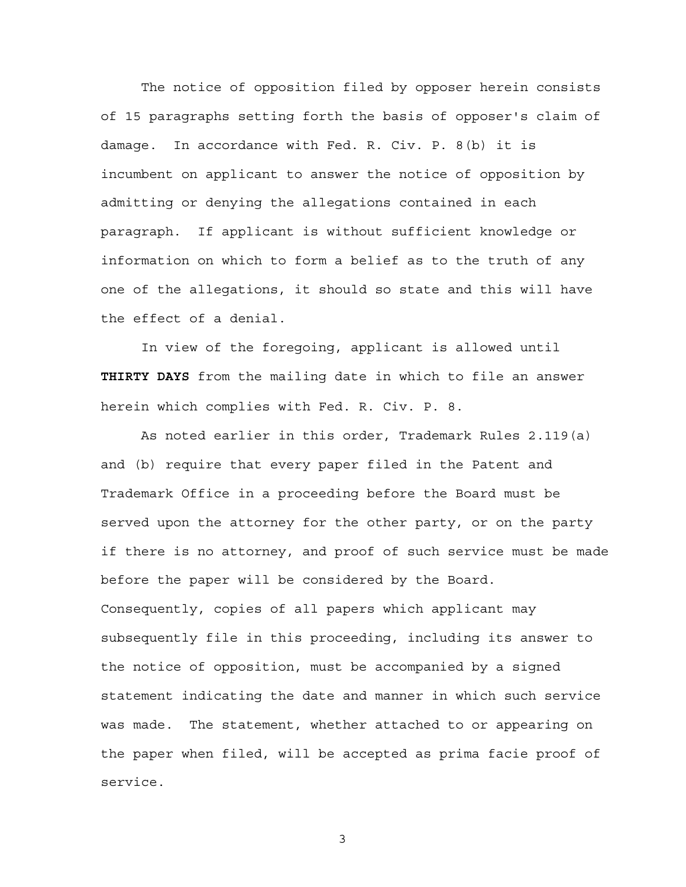The notice of opposition filed by opposer herein consists of 15 paragraphs setting forth the basis of opposer's claim of damage. In accordance with Fed. R. Civ. P. 8(b) it is incumbent on applicant to answer the notice of opposition by admitting or denying the allegations contained in each paragraph. If applicant is without sufficient knowledge or information on which to form a belief as to the truth of any one of the allegations, it should so state and this will have the effect of a denial.

In view of the foregoing, applicant is allowed until **THIRTY DAYS** from the mailing date in which to file an answer herein which complies with Fed. R. Civ. P. 8.

As noted earlier in this order, Trademark Rules 2.119(a) and (b) require that every paper filed in the Patent and Trademark Office in a proceeding before the Board must be served upon the attorney for the other party, or on the party if there is no attorney, and proof of such service must be made before the paper will be considered by the Board. Consequently, copies of all papers which applicant may subsequently file in this proceeding, including its answer to the notice of opposition, must be accompanied by a signed statement indicating the date and manner in which such service was made. The statement, whether attached to or appearing on the paper when filed, will be accepted as prima facie proof of service.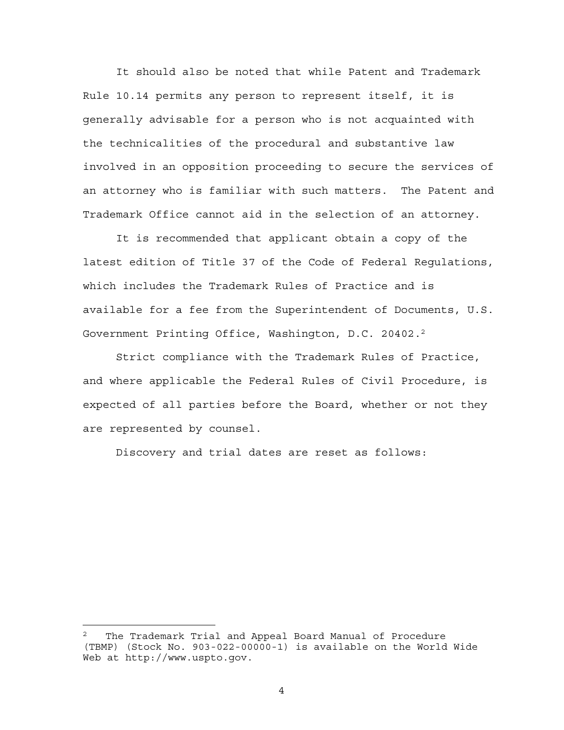It should also be noted that while Patent and Trademark Rule 10.14 permits any person to represent itself, it is generally advisable for a person who is not acquainted with the technicalities of the procedural and substantive law involved in an opposition proceeding to secure the services of an attorney who is familiar with such matters. The Patent and Trademark Office cannot aid in the selection of an attorney.

It is recommended that applicant obtain a copy of the latest edition of Title 37 of the Code of Federal Regulations, which includes the Trademark Rules of Practice and is available for a fee from the Superintendent of Documents, U.S. Government Printing Office, Washington, D.C. 20402.[2]

Strict compliance with the Trademark Rules of Practice, and where applicable the Federal Rules of Civil Procedure, is expected of all parties before the Board, whether or not they are represented by counsel.

Discovery and trial dates are reset as follows:

---

[2] The Trademark Trial and Appeal Board Manual of Procedure (TBMP) (Stock No. 903-022-00000-1) is available on the World Wide Web at http://www.uspto.gov.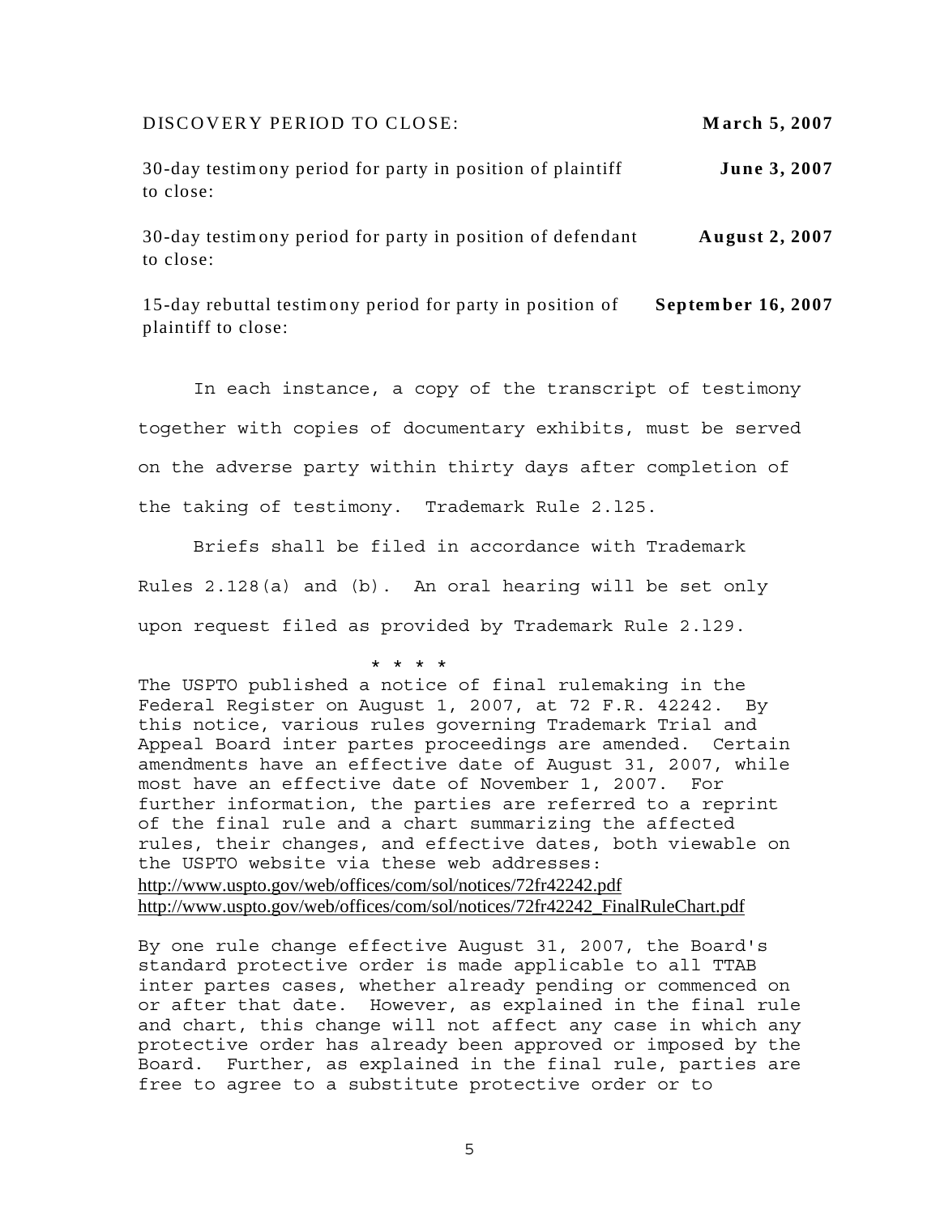| | |
|---|---|
| DISCOVERY PERIOD TO CLOSE: | **March 5, 2007** |
| 30-day testimony period for party in position of plaintiff to close: | **June 3, 2007** |
| 30-day testimony period for party in position of defendant to close: | **August 2, 2007** |
| 15-day rebuttal testimony period for party in position of plaintiff to close: | **September 16, 2007** |

In each instance, a copy of the transcript of testimony together with copies of documentary exhibits, must be served on the adverse party within thirty days after completion of the taking of testimony. Trademark Rule 2.l25.

Briefs shall be filed in accordance with Trademark Rules 2.128(a) and (b). An oral hearing will be set only upon request filed as provided by Trademark Rule 2.l29.

* * * *

The USPTO published a notice of final rulemaking in the Federal Register on August 1, 2007, at 72 F.R. 42242. By this notice, various rules governing Trademark Trial and Appeal Board inter partes proceedings are amended. Certain amendments have an effective date of August 31, 2007, while most have an effective date of November 1, 2007. For further information, the parties are referred to a reprint of the final rule and a chart summarizing the affected rules, their changes, and effective dates, both viewable on the USPTO website via these web addresses:
http://www.uspto.gov/web/offices/com/sol/notices/72fr42242.pdf
http://www.uspto.gov/web/offices/com/sol/notices/72fr42242_FinalRuleChart.pdf

By one rule change effective August 31, 2007, the Board's standard protective order is made applicable to all TTAB inter partes cases, whether already pending or commenced on or after that date. However, as explained in the final rule and chart, this change will not affect any case in which any protective order has already been approved or imposed by the Board. Further, as explained in the final rule, parties are free to agree to a substitute protective order or to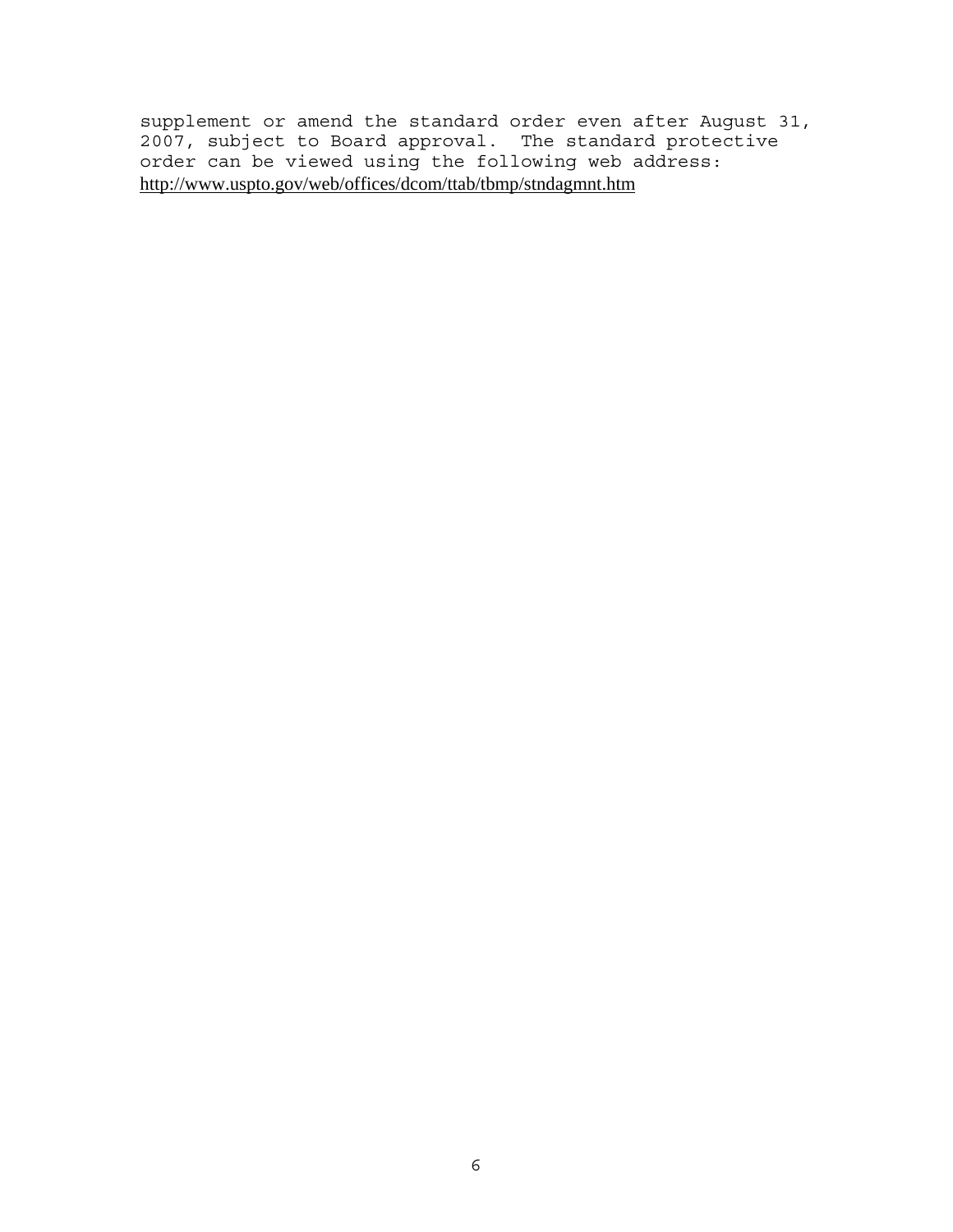supplement or amend the standard order even after August 31, 2007, subject to Board approval. The standard protective order can be viewed using the following web address: http://www.uspto.gov/web/offices/dcom/ttab/tbmp/stndagmnt.htm